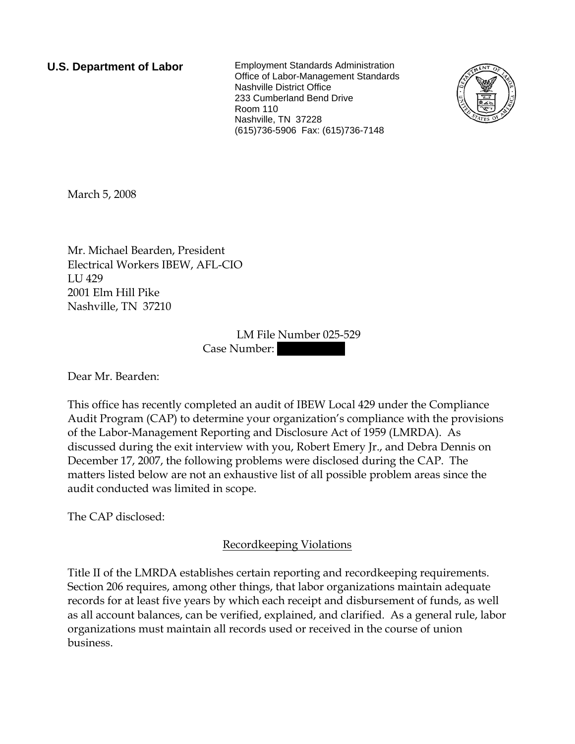**U.S. Department of Labor**

Employment Standards Administration
Office of Labor-Management Standards
Nashville District Office
233 Cumberland Bend Drive
Room 110
Nashville, TN 37228
(615)736-5906 Fax: (615)736-7148

March 5, 2008

Mr. Michael Bearden, President
Electrical Workers IBEW, AFL-CIO
LU 429
2001 Elm Hill Pike
Nashville, TN 37210

LM File Number 025-529
Case Number: 

Dear Mr. Bearden:

This office has recently completed an audit of IBEW Local 429 under the Compliance Audit Program (CAP) to determine your organization's compliance with the provisions of the Labor-Management Reporting and Disclosure Act of 1959 (LMRDA). As discussed during the exit interview with you, Robert Emery Jr., and Debra Dennis on December 17, 2007, the following problems were disclosed during the CAP. The matters listed below are not an exhaustive list of all possible problem areas since the audit conducted was limited in scope.

The CAP disclosed:

## Recordkeeping Violations

Title II of the LMRDA establishes certain reporting and recordkeeping requirements. Section 206 requires, among other things, that labor organizations maintain adequate records for at least five years by which each receipt and disbursement of funds, as well as all account balances, can be verified, explained, and clarified. As a general rule, labor organizations must maintain all records used or received in the course of union business.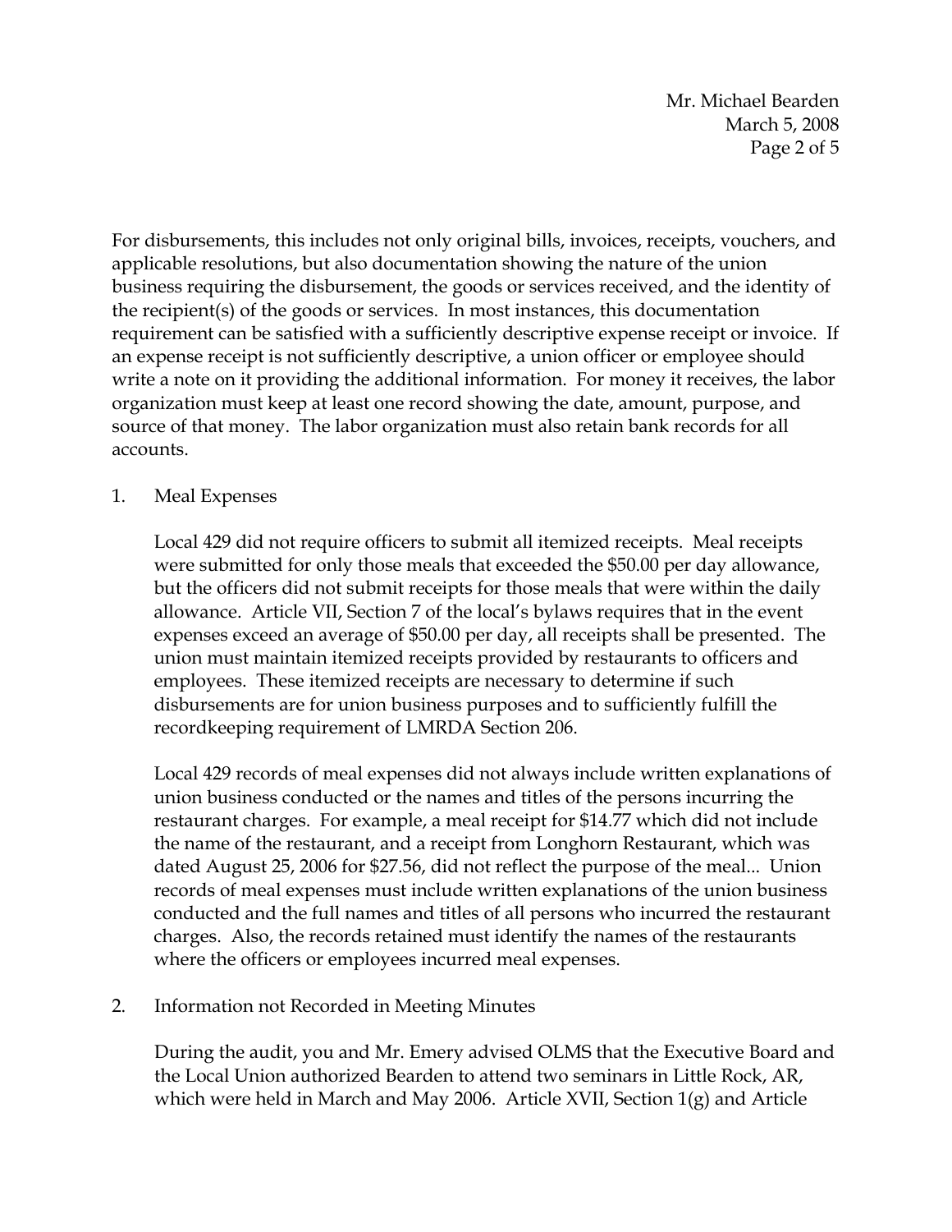For disbursements, this includes not only original bills, invoices, receipts, vouchers, and applicable resolutions, but also documentation showing the nature of the union business requiring the disbursement, the goods or services received, and the identity of the recipient(s) of the goods or services. In most instances, this documentation requirement can be satisfied with a sufficiently descriptive expense receipt or invoice. If an expense receipt is not sufficiently descriptive, a union officer or employee should write a note on it providing the additional information. For money it receives, the labor organization must keep at least one record showing the date, amount, purpose, and source of that money. The labor organization must also retain bank records for all accounts.

1. Meal Expenses

   Local 429 did not require officers to submit all itemized receipts. Meal receipts were submitted for only those meals that exceeded the $50.00 per day allowance, but the officers did not submit receipts for those meals that were within the daily allowance. Article VII, Section 7 of the local's bylaws requires that in the event expenses exceed an average of $50.00 per day, all receipts shall be presented. The union must maintain itemized receipts provided by restaurants to officers and employees. These itemized receipts are necessary to determine if such disbursements are for union business purposes and to sufficiently fulfill the recordkeeping requirement of LMRDA Section 206.

   Local 429 records of meal expenses did not always include written explanations of union business conducted or the names and titles of the persons incurring the restaurant charges. For example, a meal receipt for $14.77 which did not include the name of the restaurant, and a receipt from Longhorn Restaurant, which was dated August 25, 2006 for $27.56, did not reflect the purpose of the meal... Union records of meal expenses must include written explanations of the union business conducted and the full names and titles of all persons who incurred the restaurant charges. Also, the records retained must identify the names of the restaurants where the officers or employees incurred meal expenses.

2. Information not Recorded in Meeting Minutes

   During the audit, you and Mr. Emery advised OLMS that the Executive Board and the Local Union authorized Bearden to attend two seminars in Little Rock, AR, which were held in March and May 2006. Article XVII, Section 1(g) and Article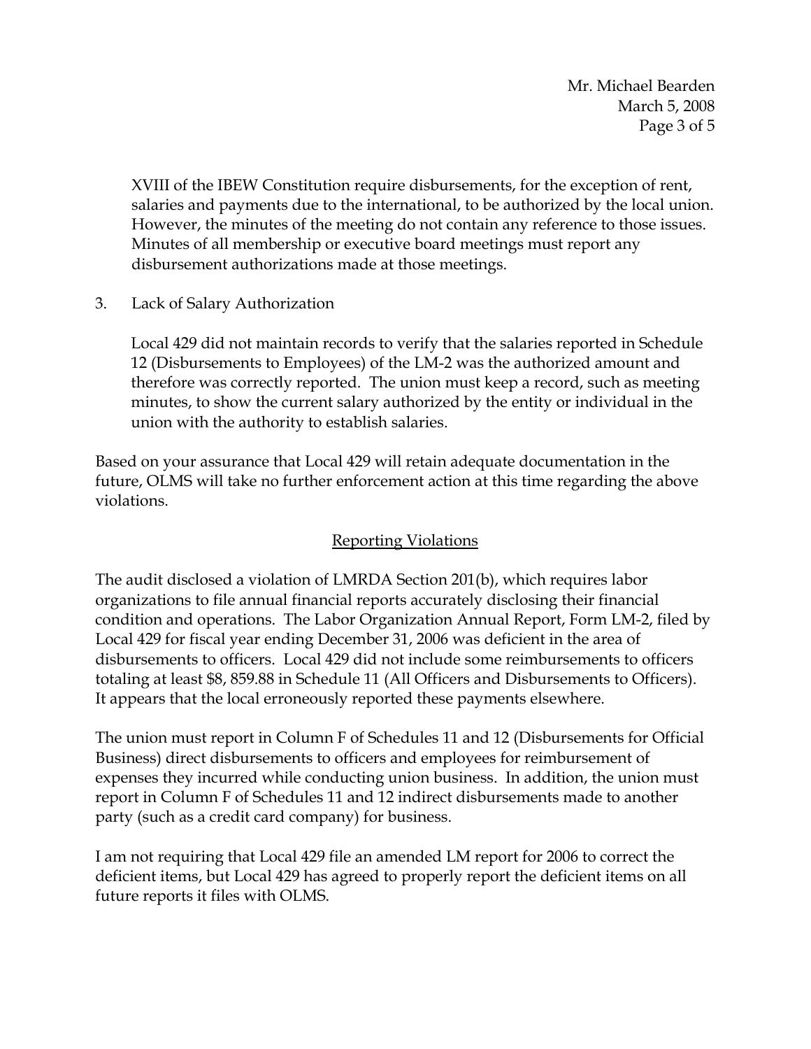XVIII of the IBEW Constitution require disbursements, for the exception of rent, salaries and payments due to the international, to be authorized by the local union. However, the minutes of the meeting do not contain any reference to those issues. Minutes of all membership or executive board meetings must report any disbursement authorizations made at those meetings.

3. Lack of Salary Authorization

   Local 429 did not maintain records to verify that the salaries reported in Schedule 12 (Disbursements to Employees) of the LM-2 was the authorized amount and therefore was correctly reported. The union must keep a record, such as meeting minutes, to show the current salary authorized by the entity or individual in the union with the authority to establish salaries.

Based on your assurance that Local 429 will retain adequate documentation in the future, OLMS will take no further enforcement action at this time regarding the above violations.

## Reporting Violations

The audit disclosed a violation of LMRDA Section 201(b), which requires labor organizations to file annual financial reports accurately disclosing their financial condition and operations. The Labor Organization Annual Report, Form LM-2, filed by Local 429 for fiscal year ending December 31, 2006 was deficient in the area of disbursements to officers. Local 429 did not include some reimbursements to officers totaling at least $8, 859.88 in Schedule 11 (All Officers and Disbursements to Officers). It appears that the local erroneously reported these payments elsewhere.

The union must report in Column F of Schedules 11 and 12 (Disbursements for Official Business) direct disbursements to officers and employees for reimbursement of expenses they incurred while conducting union business. In addition, the union must report in Column F of Schedules 11 and 12 indirect disbursements made to another party (such as a credit card company) for business.

I am not requiring that Local 429 file an amended LM report for 2006 to correct the deficient items, but Local 429 has agreed to properly report the deficient items on all future reports it files with OLMS.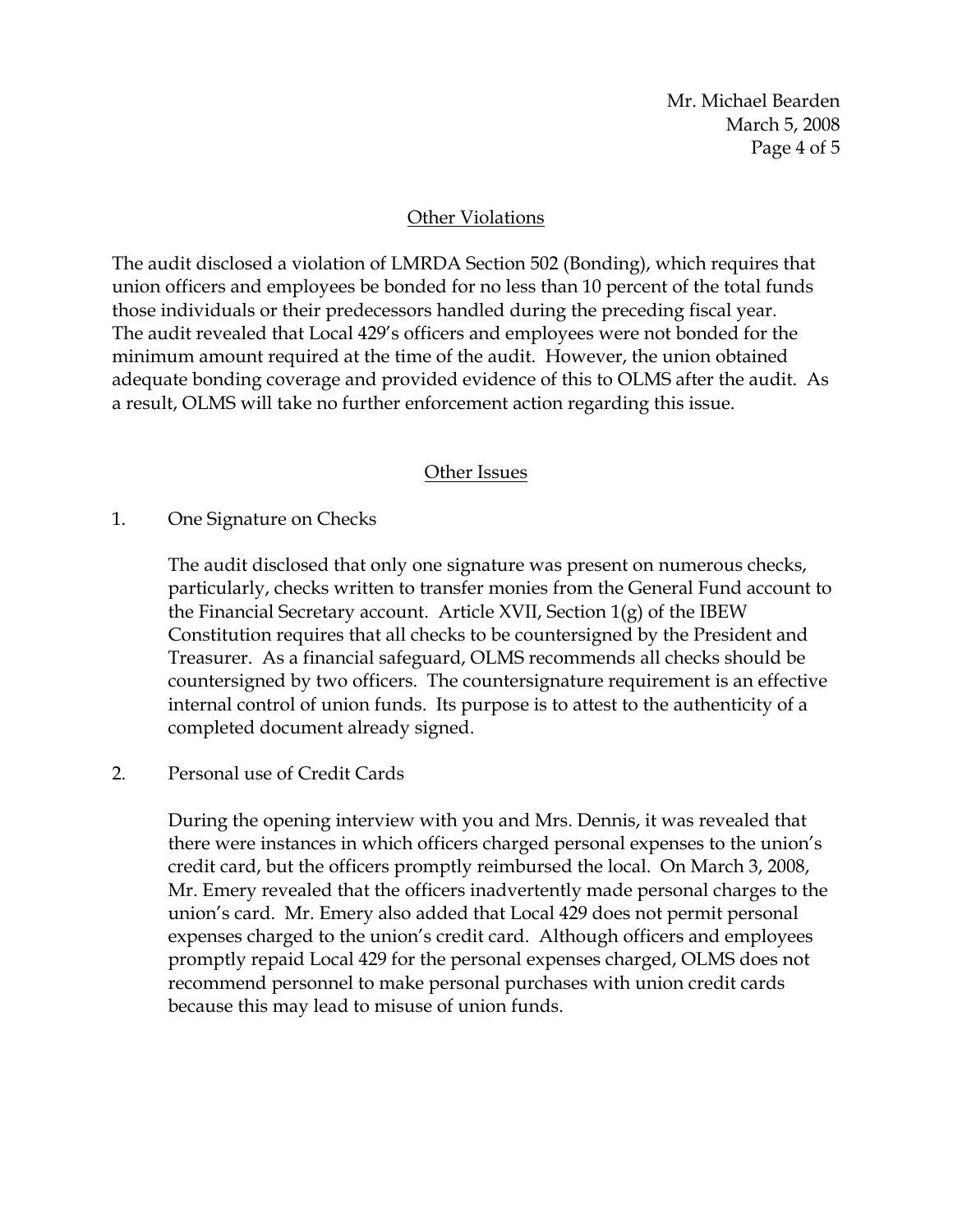## Other Violations

The audit disclosed a violation of LMRDA Section 502 (Bonding), which requires that union officers and employees be bonded for no less than 10 percent of the total funds those individuals or their predecessors handled during the preceding fiscal year. The audit revealed that Local 429's officers and employees were not bonded for the minimum amount required at the time of the audit. However, the union obtained adequate bonding coverage and provided evidence of this to OLMS after the audit. As a result, OLMS will take no further enforcement action regarding this issue.

## Other Issues

1. One Signature on Checks

   The audit disclosed that only one signature was present on numerous checks, particularly, checks written to transfer monies from the General Fund account to the Financial Secretary account. Article XVII, Section 1(g) of the IBEW Constitution requires that all checks to be countersigned by the President and Treasurer. As a financial safeguard, OLMS recommends all checks should be countersigned by two officers. The countersignature requirement is an effective internal control of union funds. Its purpose is to attest to the authenticity of a completed document already signed.

2. Personal use of Credit Cards

   During the opening interview with you and Mrs. Dennis, it was revealed that there were instances in which officers charged personal expenses to the union's credit card, but the officers promptly reimbursed the local. On March 3, 2008, Mr. Emery revealed that the officers inadvertently made personal charges to the union's card. Mr. Emery also added that Local 429 does not permit personal expenses charged to the union's credit card. Although officers and employees promptly repaid Local 429 for the personal expenses charged, OLMS does not recommend personnel to make personal purchases with union credit cards because this may lead to misuse of union funds.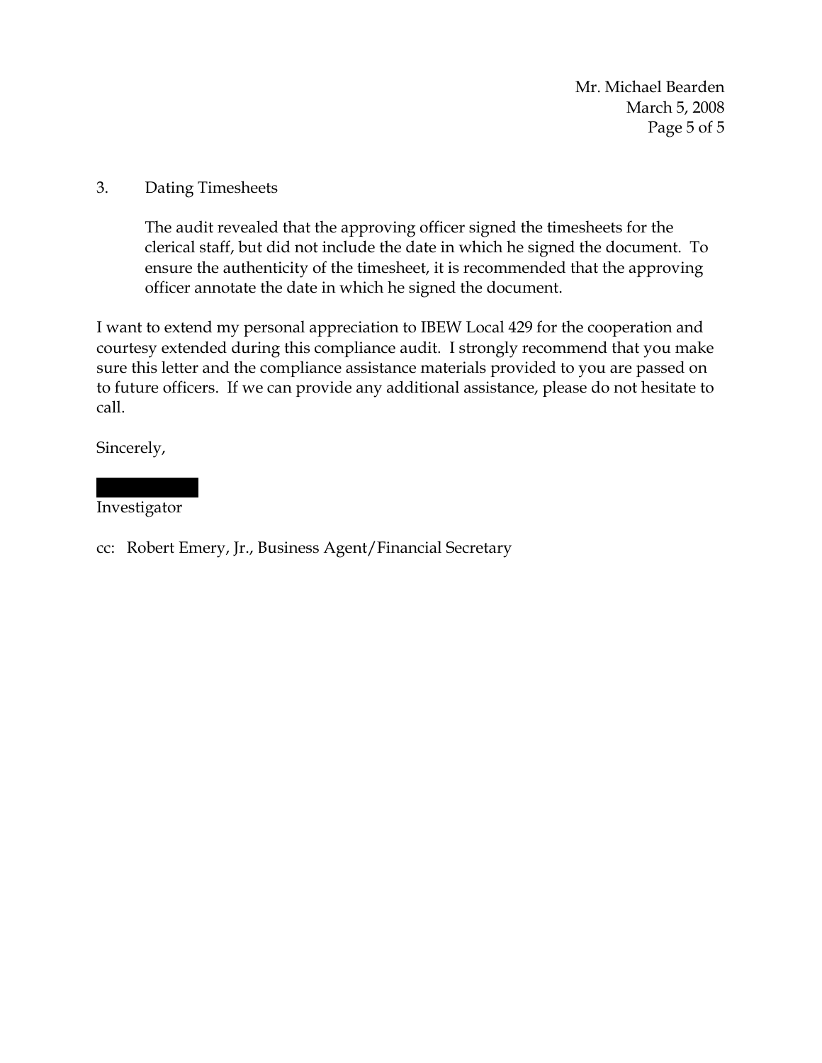3. Dating Timesheets

   The audit revealed that the approving officer signed the timesheets for the clerical staff, but did not include the date in which he signed the document. To ensure the authenticity of the timesheet, it is recommended that the approving officer annotate the date in which he signed the document.

I want to extend my personal appreciation to IBEW Local 429 for the cooperation and courtesy extended during this compliance audit. I strongly recommend that you make sure this letter and the compliance assistance materials provided to you are passed on to future officers. If we can provide any additional assistance, please do not hesitate to call.

Sincerely,

Investigator

cc: Robert Emery, Jr., Business Agent/Financial Secretary